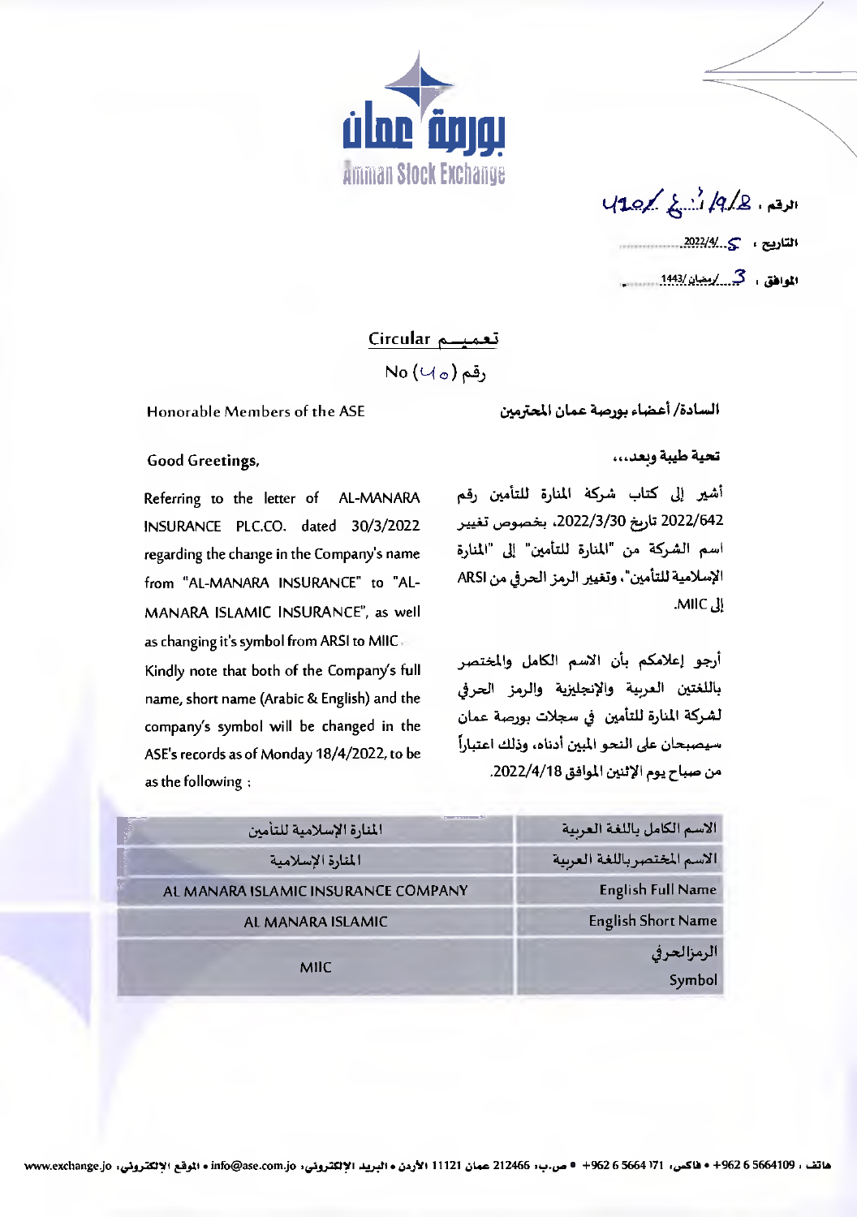بورصة عمان
Amman Stock Exchange

الرقم : 8/9/ع / 420

التاريخ : 2022/4/5

الموافق : 3/رمضان/1443

## تعميــم Circular

رقم (40) No

السادة/ أعضاء بورصة عمان المحترمين

Honorable Members of the ASE

تحية طيبة وبعد،،،

Good Greetings,

أشير إلى كتاب شركة المنارة للتأمين رقم 2022/642 تاريخ 2022/3/30، بخصوص تغيير اسم الشركة من "المنارة للتأمين" إلى "المنارة الإسلامية للتأمين"، وتغيير الرمز الحرفي من ARSI إلى MIIC.

Referring to the letter of AL-MANARA INSURANCE PLC.CO. dated 30/3/2022 regarding the change in the Company's name from "AL-MANARA INSURANCE" to "AL-MANARA ISLAMIC INSURANCE", as well as changing it's symbol from ARSI to MIIC.

أرجو إعلامكم بأن الاسم الكامل والمختصر باللغتين العربية والإنجليزية والرمز الحرفي لشركة المنارة للتأمين في سجلات بورصة عمان سيصبحان على النحو المبين أدناه، وذلك اعتباراً من صباح يوم الإثنين الموافق 2022/4/18.

Kindly note that both of the Company's full name, short name (Arabic & English) and the company's symbol will be changed in the ASE's records as of Monday 18/4/2022, to be as the following :

| الاسم الكامل باللغة العربية | المنارة الإسلامية للتأمين |
|---|---|
| الاسم المختصر باللغة العربية | المنارة الإسلامية |
| English Full Name | AL MANARA ISLAMIC INSURANCE COMPANY |
| English Short Name | AL MANARA ISLAMIC |
| الرمز الحرفي Symbol | MIIC |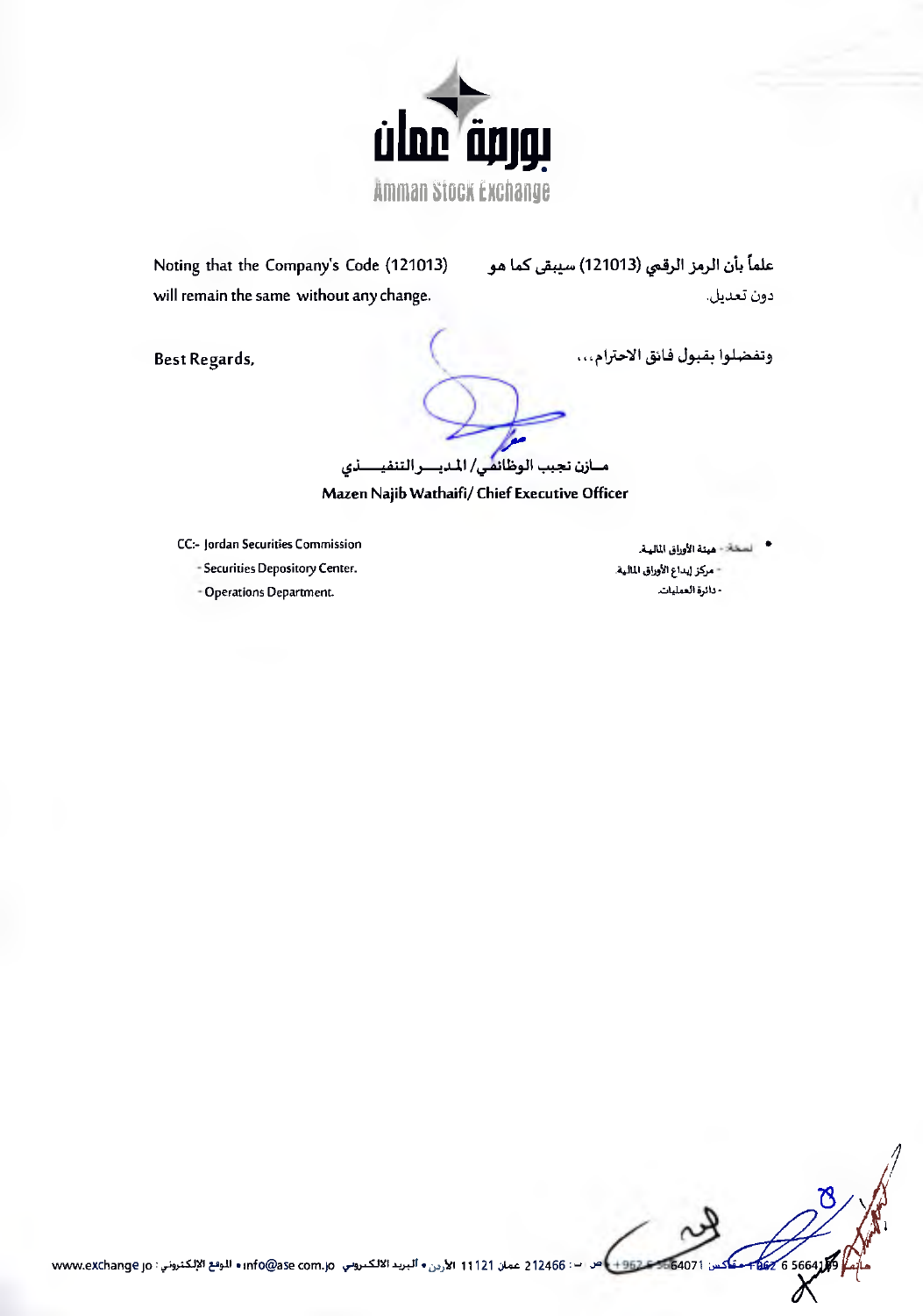بورصة عمان

Amman Stock Exchange

Noting that the Company's Code (121013) will remain the same without any change.

علماً بأن الرمز الرقمي (121013) سيبقى كما هو دون تعديل.

Best Regards,

وتفضلوا بقبول فائق الاحترام،،،

مـازن نجيب الوظائفي/ المديـــر التنفيـــذي

**Mazen Najib Wathaifi/ Chief Executive Officer**

CC:- Jordan Securities Commission
- Securities Depository Center.
- Operations Department.

- نسخة: - هيئة الأوراق المالية.
- مركز إيداع الأوراق المالية.
- دائرة العمليات.

هاتف 5664109 6 962+ • فاكس 5664071 6 962+ • ص. ب: 212466 عمان 11121 الأردن • البريد الالكتروني info@ase.com.jo • الموقع الإلكتروني: www.exchange.jo